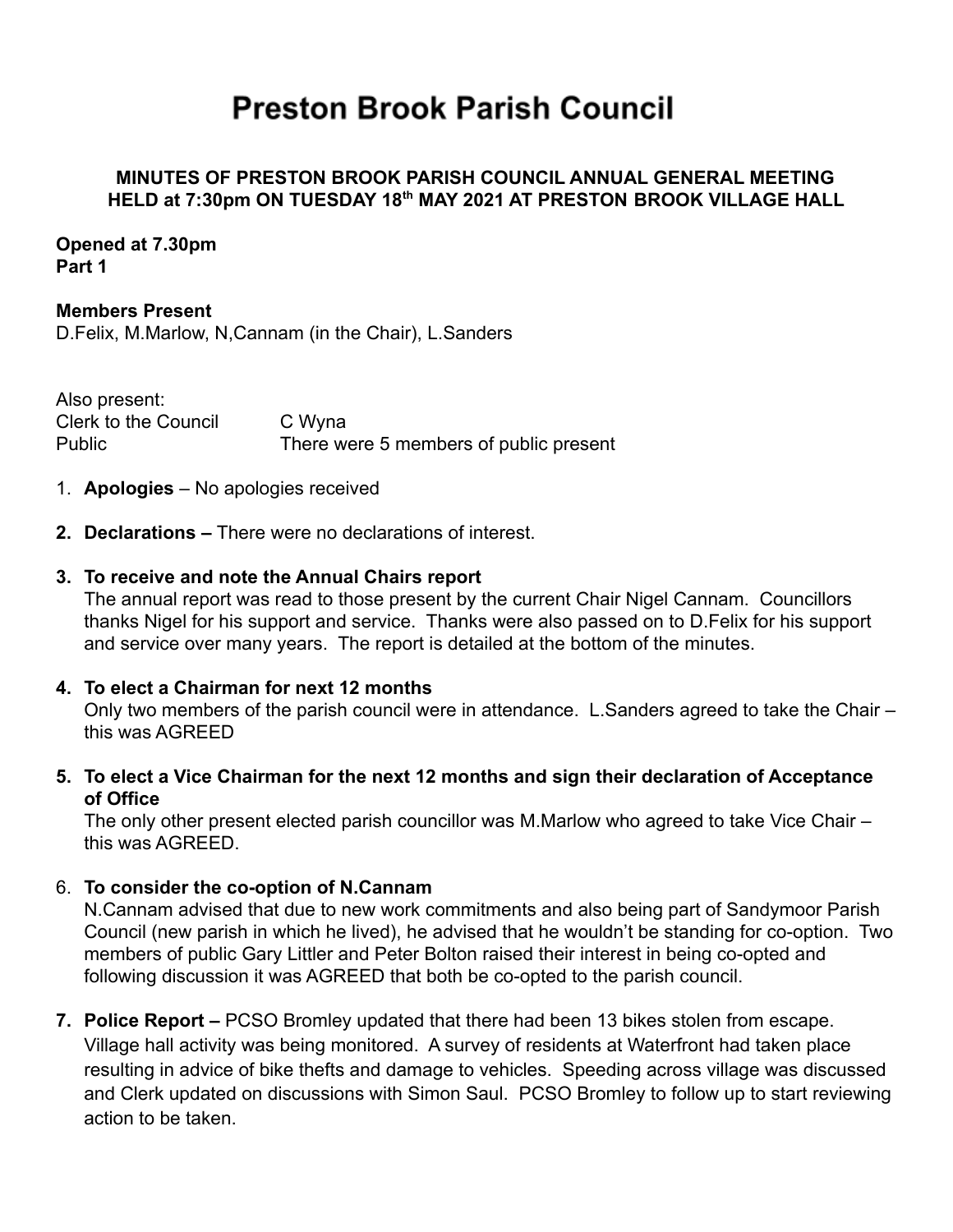# Preston Brook Parish Council

**MINUTES OF PRESTON BROOK PARISH COUNCIL ANNUAL GENERAL MEETING HELD at 7:30pm ON TUESDAY 18th MAY 2021 AT PRESTON BROOK VILLAGE HALL**

**Opened at 7.30pm**
**Part 1**

**Members Present**
D.Felix, M.Marlow, N,Cannam (in the Chair), L.Sanders

Also present:

| | |
|---|---|
| Clerk to the Council | C Wyna |
| Public | There were 5 members of public present |

1. **Apologies** – No apologies received

2. **Declarations –** There were no declarations of interest.

3. **To receive and note the Annual Chairs report**
   The annual report was read to those present by the current Chair Nigel Cannam. Councillors thanks Nigel for his support and service. Thanks were also passed on to D.Felix for his support and service over many years. The report is detailed at the bottom of the minutes.

4. **To elect a Chairman for next 12 months**
   Only two members of the parish council were in attendance. L.Sanders agreed to take the Chair – this was AGREED

5. **To elect a Vice Chairman for the next 12 months and sign their declaration of Acceptance of Office**
   The only other present elected parish councillor was M.Marlow who agreed to take Vice Chair – this was AGREED.

6. **To consider the co-option of N.Cannam**
   N.Cannam advised that due to new work commitments and also being part of Sandymoor Parish Council (new parish in which he lived), he advised that he wouldn't be standing for co-option. Two members of public Gary Littler and Peter Bolton raised their interest in being co-opted and following discussion it was AGREED that both be co-opted to the parish council.

7. **Police Report –** PCSO Bromley updated that there had been 13 bikes stolen from escape. Village hall activity was being monitored. A survey of residents at Waterfront had taken place resulting in advice of bike thefts and damage to vehicles. Speeding across village was discussed and Clerk updated on discussions with Simon Saul. PCSO Bromley to follow up to start reviewing action to be taken.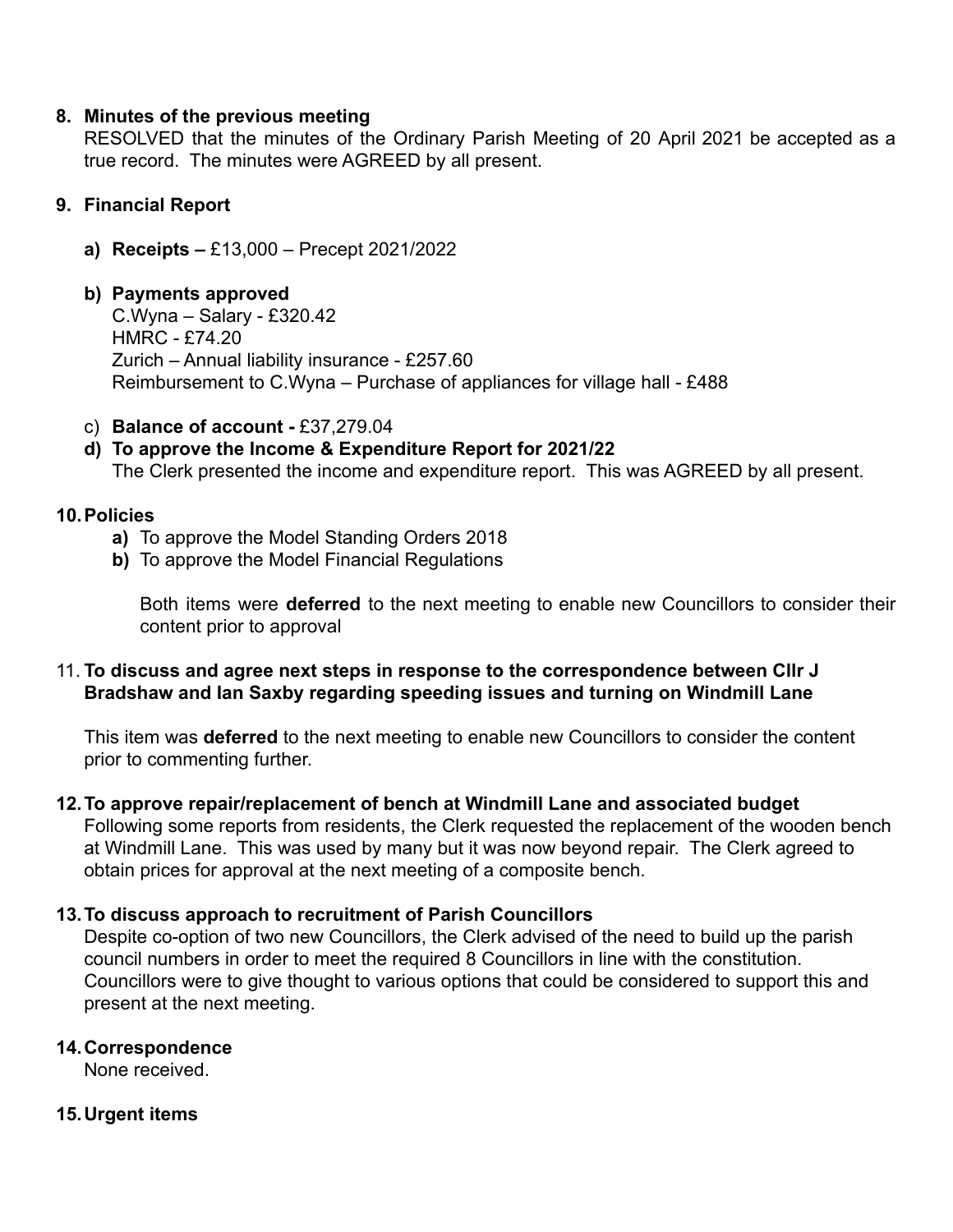8. **Minutes of the previous meeting**
   RESOLVED that the minutes of the Ordinary Parish Meeting of 20 April 2021 be accepted as a true record. The minutes were AGREED by all present.

9. **Financial Report**

   a) **Receipts –** £13,000 – Precept 2021/2022

   b) **Payments approved**
      C.Wyna – Salary - £320.42
      HMRC - £74.20
      Zurich – Annual liability insurance - £257.60
      Reimbursement to C.Wyna – Purchase of appliances for village hall - £488

   c) **Balance of account -** £37,279.04

   d) **To approve the Income & Expenditure Report for 2021/22**
      The Clerk presented the income and expenditure report. This was AGREED by all present.

10. **Policies**
    a) To approve the Model Standing Orders 2018
    b) To approve the Model Financial Regulations

    Both items were **deferred** to the next meeting to enable new Councillors to consider their content prior to approval

11. **To discuss and agree next steps in response to the correspondence between Cllr J Bradshaw and Ian Saxby regarding speeding issues and turning on Windmill Lane**

    This item was **deferred** to the next meeting to enable new Councillors to consider the content prior to commenting further.

12. **To approve repair/replacement of bench at Windmill Lane and associated budget**
    Following some reports from residents, the Clerk requested the replacement of the wooden bench at Windmill Lane. This was used by many but it was now beyond repair. The Clerk agreed to obtain prices for approval at the next meeting of a composite bench.

13. **To discuss approach to recruitment of Parish Councillors**
    Despite co-option of two new Councillors, the Clerk advised of the need to build up the parish council numbers in order to meet the required 8 Councillors in line with the constitution. Councillors were to give thought to various options that could be considered to support this and present at the next meeting.

14. **Correspondence**
    None received.

15. **Urgent items**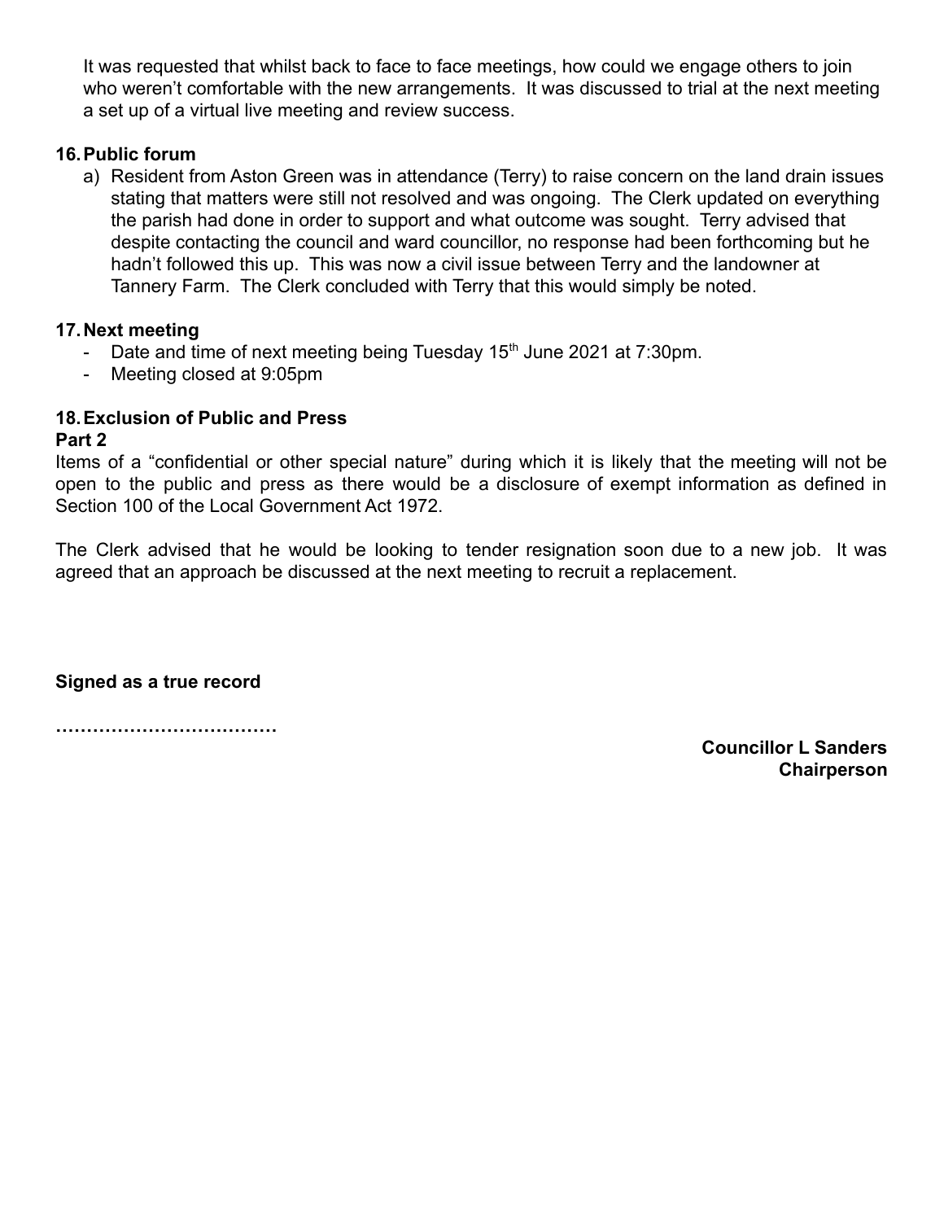It was requested that whilst back to face to face meetings, how could we engage others to join who weren't comfortable with the new arrangements. It was discussed to trial at the next meeting a set up of a virtual live meeting and review success.

**16. Public forum**

a) Resident from Aston Green was in attendance (Terry) to raise concern on the land drain issues stating that matters were still not resolved and was ongoing. The Clerk updated on everything the parish had done in order to support and what outcome was sought. Terry advised that despite contacting the council and ward councillor, no response had been forthcoming but he hadn't followed this up. This was now a civil issue between Terry and the landowner at Tannery Farm. The Clerk concluded with Terry that this would simply be noted.

**17. Next meeting**

- Date and time of next meeting being Tuesday 15th June 2021 at 7:30pm.
- Meeting closed at 9:05pm

**18. Exclusion of Public and Press**

**Part 2**

Items of a "confidential or other special nature" during which it is likely that the meeting will not be open to the public and press as there would be a disclosure of exempt information as defined in Section 100 of the Local Government Act 1972.

The Clerk advised that he would be looking to tender resignation soon due to a new job. It was agreed that an approach be discussed at the next meeting to recruit a replacement.

**Signed as a true record**

**………………………………**

**Councillor L Sanders**
**Chairperson**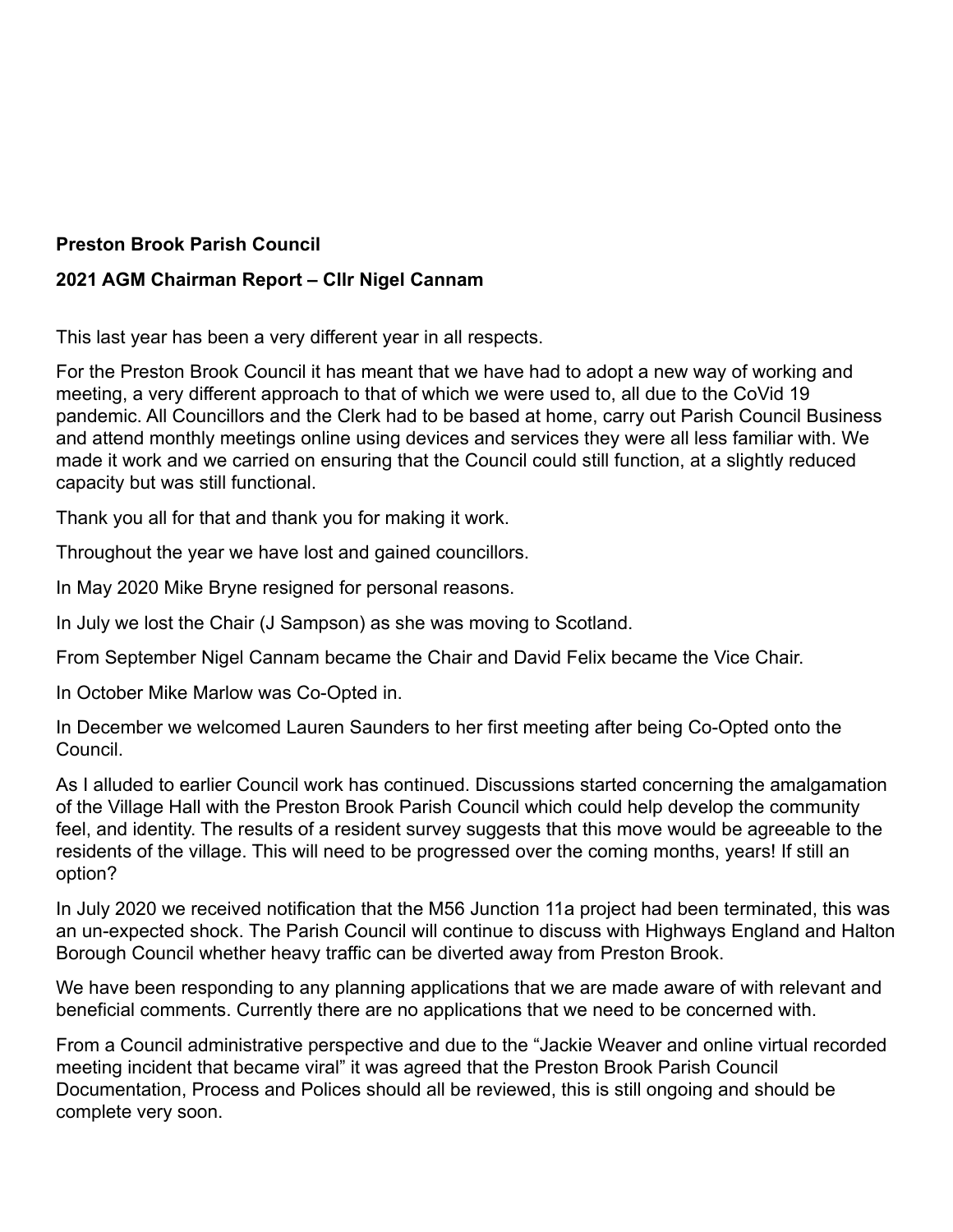**Preston Brook Parish Council**

**2021 AGM Chairman Report – Cllr Nigel Cannam**

This last year has been a very different year in all respects.

For the Preston Brook Council it has meant that we have had to adopt a new way of working and meeting, a very different approach to that of which we were used to, all due to the CoVid 19 pandemic. All Councillors and the Clerk had to be based at home, carry out Parish Council Business and attend monthly meetings online using devices and services they were all less familiar with. We made it work and we carried on ensuring that the Council could still function, at a slightly reduced capacity but was still functional.

Thank you all for that and thank you for making it work.

Throughout the year we have lost and gained councillors.

In May 2020 Mike Bryne resigned for personal reasons.

In July we lost the Chair (J Sampson) as she was moving to Scotland.

From September Nigel Cannam became the Chair and David Felix became the Vice Chair.

In October Mike Marlow was Co-Opted in.

In December we welcomed Lauren Saunders to her first meeting after being Co-Opted onto the Council.

As I alluded to earlier Council work has continued. Discussions started concerning the amalgamation of the Village Hall with the Preston Brook Parish Council which could help develop the community feel, and identity. The results of a resident survey suggests that this move would be agreeable to the residents of the village. This will need to be progressed over the coming months, years! If still an option?

In July 2020 we received notification that the M56 Junction 11a project had been terminated, this was an un-expected shock. The Parish Council will continue to discuss with Highways England and Halton Borough Council whether heavy traffic can be diverted away from Preston Brook.

We have been responding to any planning applications that we are made aware of with relevant and beneficial comments. Currently there are no applications that we need to be concerned with.

From a Council administrative perspective and due to the "Jackie Weaver and online virtual recorded meeting incident that became viral" it was agreed that the Preston Brook Parish Council Documentation, Process and Polices should all be reviewed, this is still ongoing and should be complete very soon.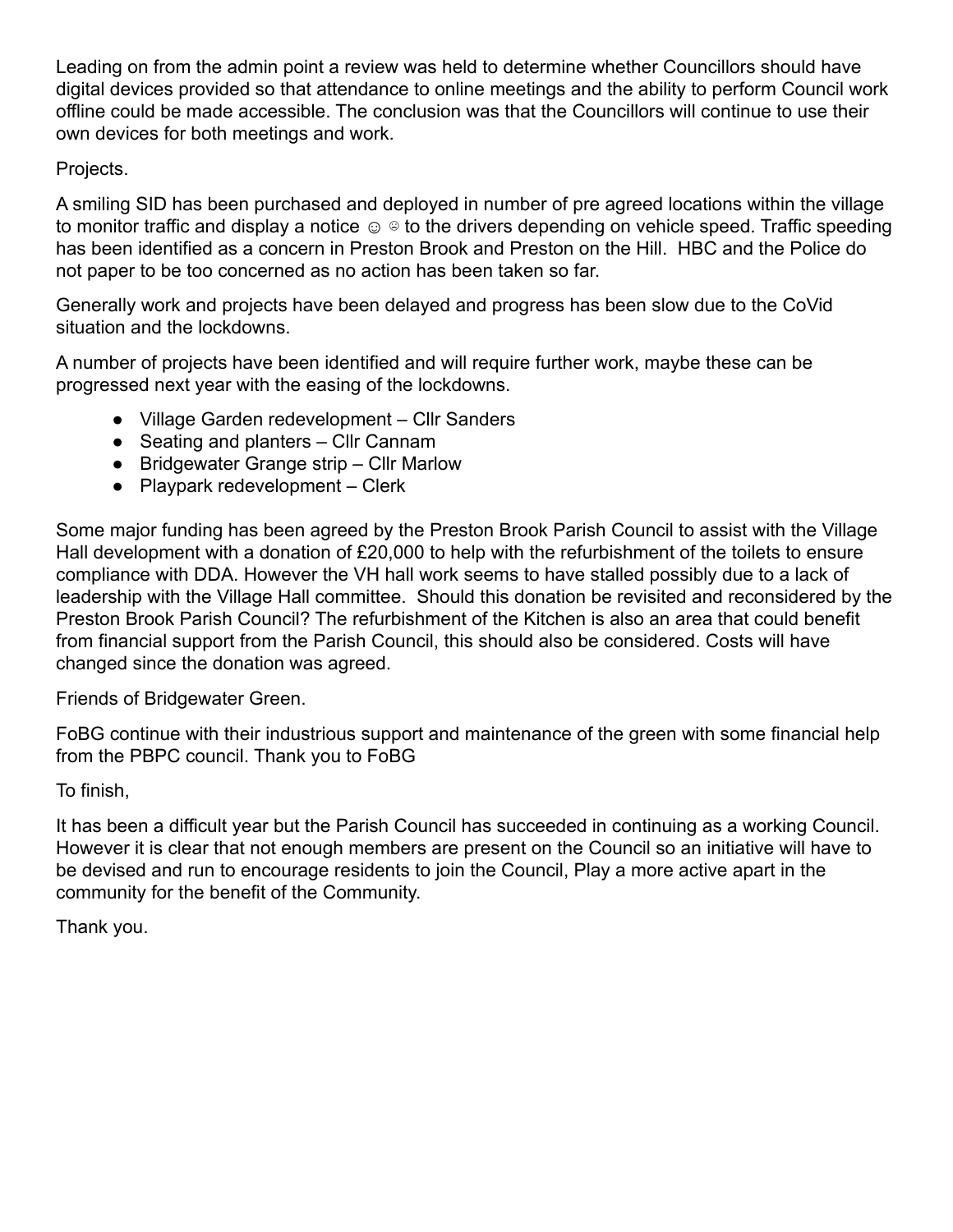Leading on from the admin point a review was held to determine whether Councillors should have digital devices provided so that attendance to online meetings and the ability to perform Council work offline could be made accessible. The conclusion was that the Councillors will continue to use their own devices for both meetings and work.

Projects.

A smiling SID has been purchased and deployed in number of pre agreed locations within the village to monitor traffic and display a notice ☺ ☹ to the drivers depending on vehicle speed. Traffic speeding has been identified as a concern in Preston Brook and Preston on the Hill. HBC and the Police do not paper to be too concerned as no action has been taken so far.

Generally work and projects have been delayed and progress has been slow due to the CoVid situation and the lockdowns.

A number of projects have been identified and will require further work, maybe these can be progressed next year with the easing of the lockdowns.

- Village Garden redevelopment – Cllr Sanders
- Seating and planters – Cllr Cannam
- Bridgewater Grange strip – Cllr Marlow
- Playpark redevelopment – Clerk

Some major funding has been agreed by the Preston Brook Parish Council to assist with the Village Hall development with a donation of £20,000 to help with the refurbishment of the toilets to ensure compliance with DDA. However the VH hall work seems to have stalled possibly due to a lack of leadership with the Village Hall committee. Should this donation be revisited and reconsidered by the Preston Brook Parish Council? The refurbishment of the Kitchen is also an area that could benefit from financial support from the Parish Council, this should also be considered. Costs will have changed since the donation was agreed.

Friends of Bridgewater Green.

FoBG continue with their industrious support and maintenance of the green with some financial help from the PBPC council. Thank you to FoBG

To finish,

It has been a difficult year but the Parish Council has succeeded in continuing as a working Council. However it is clear that not enough members are present on the Council so an initiative will have to be devised and run to encourage residents to join the Council, Play a more active apart in the community for the benefit of the Community.

Thank you.